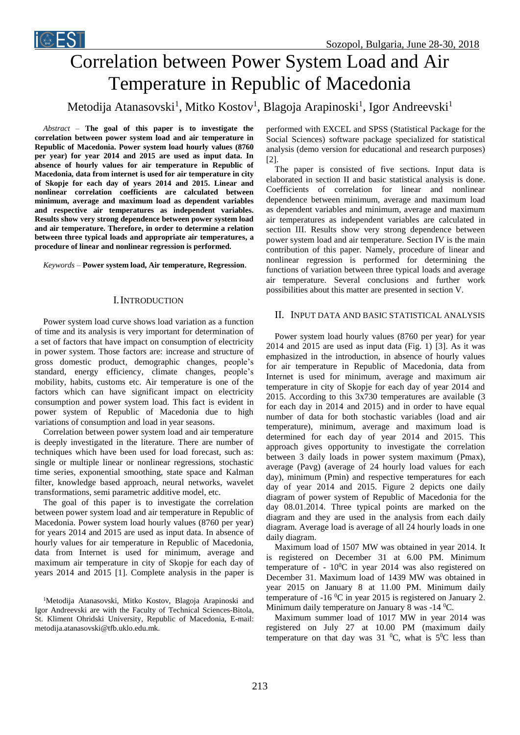# Correlation between Power System Load and Air Temperature in Republic of Macedonia

Metodija Atanasovski[1], Mitko Kostov[1], Blagoja Arapinoski[1], Igor Andreevski[1]

*Abstract* – **The goal of this paper is to investigate the correlation between power system load and air temperature in Republic of Macedonia. Power system load hourly values (8760 per year) for year 2014 and 2015 are used as input data. In absence of hourly values for air temperature in Republic of Macedonia, data from internet is used for air temperature in city of Skopje for each day of years 2014 and 2015. Linear and nonlinear correlation coefficients are calculated between minimum, average and maximum load as dependent variables and respective air temperatures as independent variables. Results show very strong dependence between power system load and air temperature. Therefore, in order to determine a relation between three typical loads and appropriate air temperatures, a procedure of linear and nonlinear regression is performed.**

*Keywords* – **Power system load, Air temperature, Regression**.

## I. Introduction

Power system load curve shows load variation as a function of time and its analysis is very important for determination of a set of factors that have impact on consumption of electricity in power system. Those factors are: increase and structure of gross domestic product, demographic changes, people's standard, energy efficiency, climate changes, people's mobility, habits, customs etc. Air temperature is one of the factors which can have significant impact on electricity consumption and power system load. This fact is evident in power system of Republic of Macedonia due to high variations of consumption and load in year seasons.

Correlation between power system load and air temperature is deeply investigated in the literature. There are number of techniques which have been used for load forecast, such as: single or multiple linear or nonlinear regressions, stochastic time series, exponential smoothing, state space and Kalman filter, knowledge based approach, neural networks, wavelet transformations, semi parametric additive model, etc.

The goal of this paper is to investigate the correlation between power system load and air temperature in Republic of Macedonia. Power system load hourly values (8760 per year) for years 2014 and 2015 are used as input data. In absence of hourly values for air temperature in Republic of Macedonia, data from Internet is used for minimum, average and maximum air temperature in city of Skopje for each day of years 2014 and 2015 [1]. Complete analysis in the paper is performed with EXCEL and SPSS (Statistical Package for the Social Sciences) software package specialized for statistical analysis (demo version for educational and research purposes) [2].

The paper is consisted of five sections. Input data is elaborated in section II and basic statistical analysis is done. Coefficients of correlation for linear and nonlinear dependence between minimum, average and maximum load as dependent variables and minimum, average and maximum air temperatures as independent variables are calculated in section III. Results show very strong dependence between power system load and air temperature. Section IV is the main contribution of this paper. Namely, procedure of linear and nonlinear regression is performed for determining the functions of variation between three typical loads and average air temperature. Several conclusions and further work possibilities about this matter are presented in section V.

## II. Input Data and Basic Statistical Analysis

Power system load hourly values (8760 per year) for year 2014 and 2015 are used as input data (Fig. 1) [3]. As it was emphasized in the introduction, in absence of hourly values for air temperature in Republic of Macedonia, data from Internet is used for minimum, average and maximum air temperature in city of Skopje for each day of year 2014 and 2015. According to this 3x730 temperatures are available (3 for each day in 2014 and 2015) and in order to have equal number of data for both stochastic variables (load and air temperature), minimum, average and maximum load is determined for each day of year 2014 and 2015. This approach gives opportunity to investigate the correlation between 3 daily loads in power system maximum ($P_{max}$), average ($P_{avg}$) (average of 24 hourly load values for each day), minimum ($P_{min}$) and respective temperatures for each day of year 2014 and 2015. Figure 2 depicts one daily diagram of power system of Republic of Macedonia for the day 08.01.2014. Three typical points are marked on the diagram and they are used in the analysis from each daily diagram. Average load is average of all 24 hourly loads in one daily diagram.

Maximum load of 1507 MW was obtained in year 2014. It is registered on December 31 at 6.00 PM. Minimum temperature of - 10$^0$C in year 2014 was also registered on December 31. Maximum load of 1439 MW was obtained in year 2015 on January 8 at 11.00 PM. Minimum daily temperature of -16 $^0$C in year 2015 is registered on January 2. Minimum daily temperature on January 8 was -14 $^0$C.

Maximum summer load of 1017 MW in year 2014 was registered on July 27 at 10.00 PM (maximum daily temperature on that day was 31 $^0$C, what is 5$^0$C less than

[1]Metodija Atanasovski, Mitko Kostov, Blagoja Arapinoski and Igor Andreevski are with the Faculty of Technical Sciences-Bitola, St. Kliment Ohridski University, Republic of Macedonia, E-mail: metodija.atanasovski@tfb.uklo.edu.mk.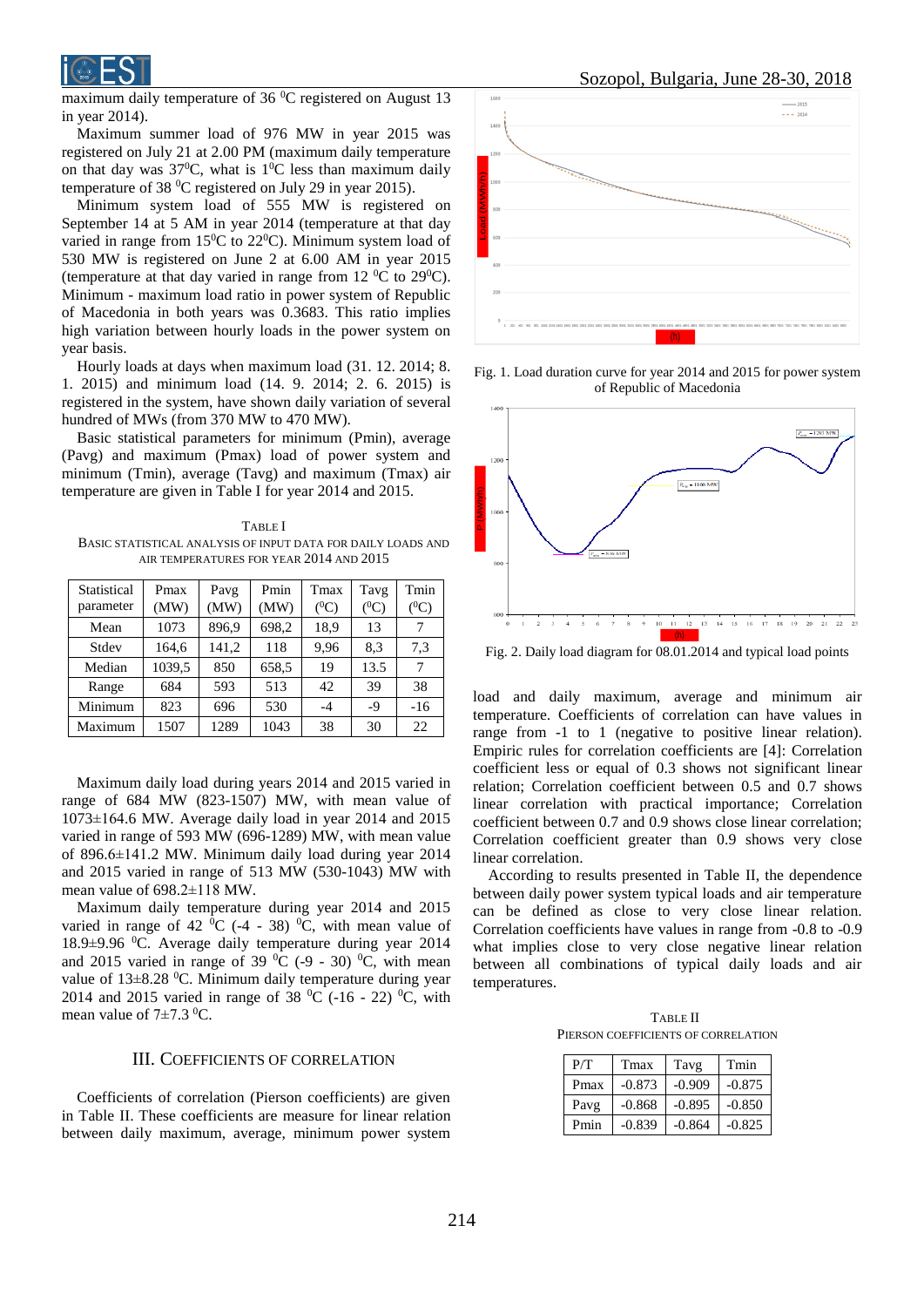maximum daily temperature of 36 $^0$C registered on August 13 in year 2014).

Maximum summer load of 976 MW in year 2015 was registered on July 21 at 2.00 PM (maximum daily temperature on that day was 37$^0$C, what is 1$^0$C less than maximum daily temperature of 38 $^0$C registered on July 29 in year 2015).

Minimum system load of 555 MW is registered on September 14 at 5 AM in year 2014 (temperature at that day varied in range from 15$^0$C to 22$^0$C). Minimum system load of 530 MW is registered on June 2 at 6.00 AM in year 2015 (temperature at that day varied in range from 12 $^0$C to 29$^0$C). Minimum - maximum load ratio in power system of Republic of Macedonia in both years was 0.3683. This ratio implies high variation between hourly loads in the power system on year basis.

Hourly loads at days when maximum load (31. 12. 2014; 8. 1. 2015) and minimum load (14. 9. 2014; 2. 6. 2015) is registered in the system, have shown daily variation of several hundred of MWs (from 370 MW to 470 MW).

Basic statistical parameters for minimum (Pmin), average (Pavg) and maximum (Pmax) load of power system and minimum (Tmin), average (Tavg) and maximum (Tmax) air temperature are given in Table I for year 2014 and 2015.

TABLE I
BASIC STATISTICAL ANALYSIS OF INPUT DATA FOR DAILY LOADS AND AIR TEMPERATURES FOR YEAR 2014 AND 2015

| Statistical parameter | Pmax (MW) | Pavg (MW) | Pmin (MW) | Tmax ($^0$C) | Tavg ($^0$C) | Tmin ($^0$C) |
|---|---|---|---|---|---|---|
| Mean | 1073 | 896,9 | 698,2 | 18,9 | 13 | 7 |
| Stdev | 164,6 | 141,2 | 118 | 9,96 | 8,3 | 7,3 |
| Median | 1039,5 | 850 | 658,5 | 19 | 13.5 | 7 |
| Range | 684 | 593 | 513 | 42 | 39 | 38 |
| Minimum | 823 | 696 | 530 | -4 | -9 | -16 |
| Maximum | 1507 | 1289 | 1043 | 38 | 30 | 22 |

Maximum daily load during years 2014 and 2015 varied in range of 684 MW (823-1507) MW, with mean value of 1073±164.6 MW. Average daily load in year 2014 and 2015 varied in range of 593 MW (696-1289) MW, with mean value of 896.6±141.2 MW. Minimum daily load during year 2014 and 2015 varied in range of 513 MW (530-1043) MW with mean value of 698.2±118 MW.

Maximum daily temperature during year 2014 and 2015 varied in range of 42 $^0$C (-4 - 38) $^0$C, with mean value of 18.9±9.96 $^0$C. Average daily temperature during year 2014 and 2015 varied in range of 39 $^0$C (-9 - 30) $^0$C, with mean value of 13±8.28 $^0$C. Minimum daily temperature during year 2014 and 2015 varied in range of 38 $^0$C (-16 - 22) $^0$C, with mean value of 7±7.3 $^0$C.

## III. COEFFICIENTS OF CORRELATION

Coefficients of correlation (Pierson coefficients) are given in Table II. These coefficients are measure for linear relation between daily maximum, average, minimum power system

Fig. 1. Load duration curve for year 2014 and 2015 for power system of Republic of Macedonia

Fig. 2. Daily load diagram for 08.01.2014 and typical load points

load and daily maximum, average and minimum air temperature. Coefficients of correlation can have values in range from -1 to 1 (negative to positive linear relation). Empiric rules for correlation coefficients are [4]: Correlation coefficient less or equal of 0.3 shows not significant linear relation; Correlation coefficient between 0.5 and 0.7 shows linear correlation with practical importance; Correlation coefficient between 0.7 and 0.9 shows close linear correlation; Correlation coefficient greater than 0.9 shows very close linear correlation.

According to results presented in Table II, the dependence between daily power system typical loads and air temperature can be defined as close to very close linear relation. Correlation coefficients have values in range from -0.8 to -0.9 what implies close to very close negative linear relation between all combinations of typical daily loads and air temperatures.

TABLE II
PIERSON COEFFICIENTS OF CORRELATION

| P/T | Tmax | Tavg | Tmin |
|---|---|---|---|
| Pmax | -0.873 | -0.909 | -0.875 |
| Pavg | -0.868 | -0.895 | -0.850 |
| Pmin | -0.839 | -0.864 | -0.825 |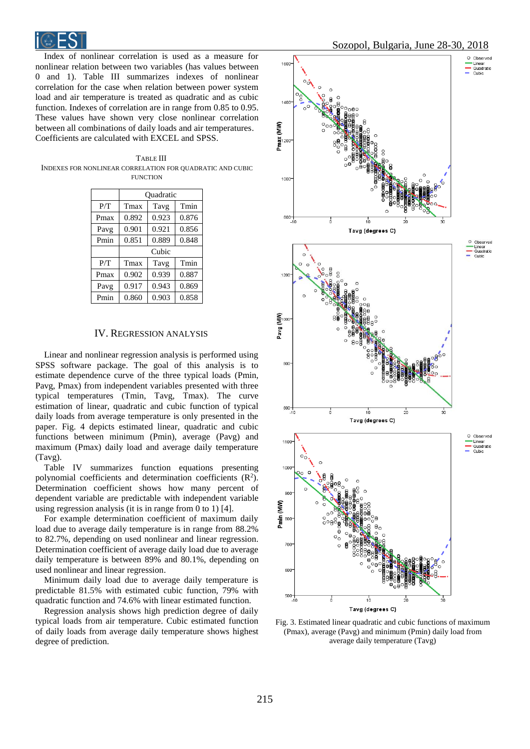Index of nonlinear correlation is used as a measure for nonlinear relation between two variables (has values between 0 and 1). Table III summarizes indexes of nonlinear correlation for the case when relation between power system load and air temperature is treated as quadratic and as cubic function. Indexes of correlation are in range from 0.85 to 0.95. These values have shown very close nonlinear correlation between all combinations of daily loads and air temperatures. Coefficients are calculated with EXCEL and SPSS.

TABLE III
INDEXES FOR NONLINEAR CORRELATION FOR QUADRATIC AND CUBIC FUNCTION

| | Quadratic | | |
|---|---|---|---|
| P/T | Tmax | Tavg | Tmin |
| Pmax | 0.892 | 0.923 | 0.876 |
| Pavg | 0.901 | 0.921 | 0.856 |
| Pmin | 0.851 | 0.889 | 0.848 |
| | Cubic | | |
| P/T | Tmax | Tavg | Tmin |
| Pmax | 0.902 | 0.939 | 0.887 |
| Pavg | 0.917 | 0.943 | 0.869 |
| Pmin | 0.860 | 0.903 | 0.858 |

## IV. REGRESSION ANALYSIS

Linear and nonlinear regression analysis is performed using SPSS software package. The goal of this analysis is to estimate dependence curve of the three typical loads (Pmin, Pavg, Pmax) from independent variables presented with three typical temperatures (Tmin, Tavg, Tmax). The curve estimation of linear, quadratic and cubic function of typical daily loads from average temperature is only presented in the paper. Fig. 4 depicts estimated linear, quadratic and cubic functions between minimum (Pmin), average (Pavg) and maximum (Pmax) daily load and average daily temperature (Tavg).

Table IV summarizes function equations presenting polynomial coefficients and determination coefficients ($R^2$). Determination coefficient shows how many percent of dependent variable are predictable with independent variable using regression analysis (it is in range from 0 to 1) [4].

For example determination coefficient of maximum daily load due to average daily temperature is in range from 88.2% to 82.7%, depending on used nonlinear and linear regression. Determination coefficient of average daily load due to average daily temperature is between 89% and 80.1%, depending on used nonlinear and linear regression.

Minimum daily load due to average daily temperature is predictable 81.5% with estimated cubic function, 79% with quadratic function and 74.6% with linear estimated function.

Regression analysis shows high prediction degree of daily typical loads from air temperature. Cubic estimated function of daily loads from average daily temperature shows highest degree of prediction.

Fig. 3. Estimated linear quadratic and cubic functions of maximum (Pmax), average (Pavg) and minimum (Pmin) daily load from average daily temperature (Tavg)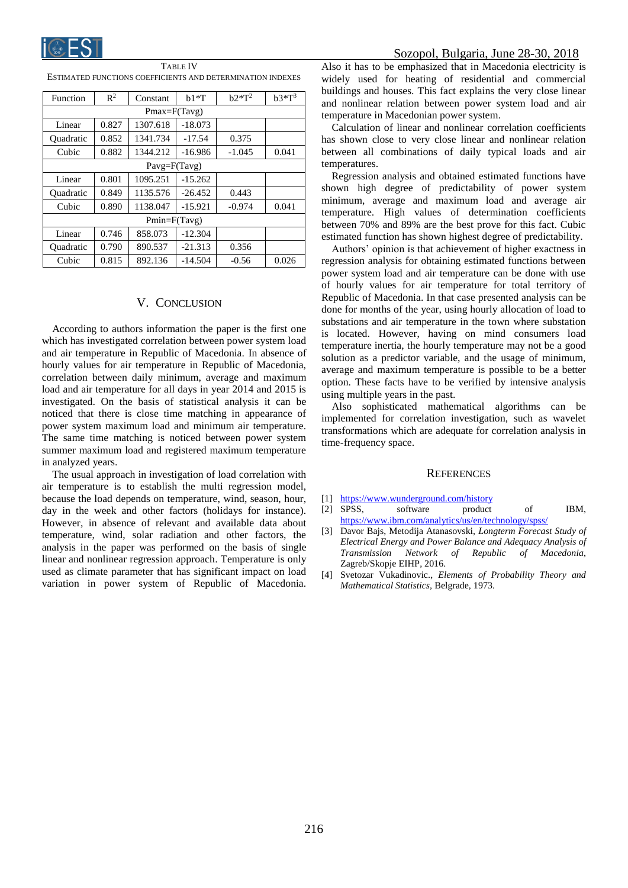TABLE IV
ESTIMATED FUNCTIONS COEFFICIENTS AND DETERMINATION INDEXES

| Function | $R^2$ | Constant | b1\*T | $b2*T^2$ | $b3*T^3$ |
|---|---|---|---|---|---|
| Pmax=F(Tavg) | | | | | |
| Linear | 0.827 | 1307.618 | -18.073 | | |
| Quadratic | 0.852 | 1341.734 | -17.54 | 0.375 | |
| Cubic | 0.882 | 1344.212 | -16.986 | -1.045 | 0.041 |
| Pavg=F(Tavg) | | | | | |
| Linear | 0.801 | 1095.251 | -15.262 | | |
| Quadratic | 0.849 | 1135.576 | -26.452 | 0.443 | |
| Cubic | 0.890 | 1138.047 | -15.921 | -0.974 | 0.041 |
| Pmin=F(Tavg) | | | | | |
| Linear | 0.746 | 858.073 | -12.304 | | |
| Quadratic | 0.790 | 890.537 | -21.313 | 0.356 | |
| Cubic | 0.815 | 892.136 | -14.504 | -0.56 | 0.026 |

## V. CONCLUSION

According to authors information the paper is the first one which has investigated correlation between power system load and air temperature in Republic of Macedonia. In absence of hourly values for air temperature in Republic of Macedonia, correlation between daily minimum, average and maximum load and air temperature for all days in year 2014 and 2015 is investigated. On the basis of statistical analysis it can be noticed that there is close time matching in appearance of power system maximum load and minimum air temperature. The same time matching is noticed between power system summer maximum load and registered maximum temperature in analyzed years.

The usual approach in investigation of load correlation with air temperature is to establish the multi regression model, because the load depends on temperature, wind, season, hour, day in the week and other factors (holidays for instance). However, in absence of relevant and available data about temperature, wind, solar radiation and other factors, the analysis in the paper was performed on the basis of single linear and nonlinear regression approach. Temperature is only used as climate parameter that has significant impact on load variation in power system of Republic of Macedonia. Also it has to be emphasized that in Macedonia electricity is widely used for heating of residential and commercial buildings and houses. This fact explains the very close linear and nonlinear relation between power system load and air temperature in Macedonian power system.

Calculation of linear and nonlinear correlation coefficients has shown close to very close linear and nonlinear relation between all combinations of daily typical loads and air temperatures.

Regression analysis and obtained estimated functions have shown high degree of predictability of power system minimum, average and maximum load and average air temperature. High values of determination coefficients between 70% and 89% are the best prove for this fact. Cubic estimated function has shown highest degree of predictability.

Authors' opinion is that achievement of higher exactness in regression analysis for obtaining estimated functions between power system load and air temperature can be done with use of hourly values for air temperature for total territory of Republic of Macedonia. In that case presented analysis can be done for months of the year, using hourly allocation of load to substations and air temperature in the town where substation is located. However, having on mind consumers load temperature inertia, the hourly temperature may not be a good solution as a predictor variable, and the usage of minimum, average and maximum temperature is possible to be a better option. These facts have to be verified by intensive analysis using multiple years in the past.

Also sophisticated mathematical algorithms can be implemented for correlation investigation, such as wavelet transformations which are adequate for correlation analysis in time-frequency space.

## REFERENCES

[1] https://www.wunderground.com/history

[2] SPSS, software product of IBM, https://www.ibm.com/analytics/us/en/technology/spss/

[3] Davor Bajs, Metodija Atanasovski, *Longterm Forecast Study of Electrical Energy and Power Balance and Adequacy Analysis of Transmission Network of Republic of Macedonia*, Zagreb/Skopje EIHP, 2016.

[4] Svetozar Vukadinovic., *Elements of Probability Theory and Mathematical Statistics*, Belgrade, 1973.